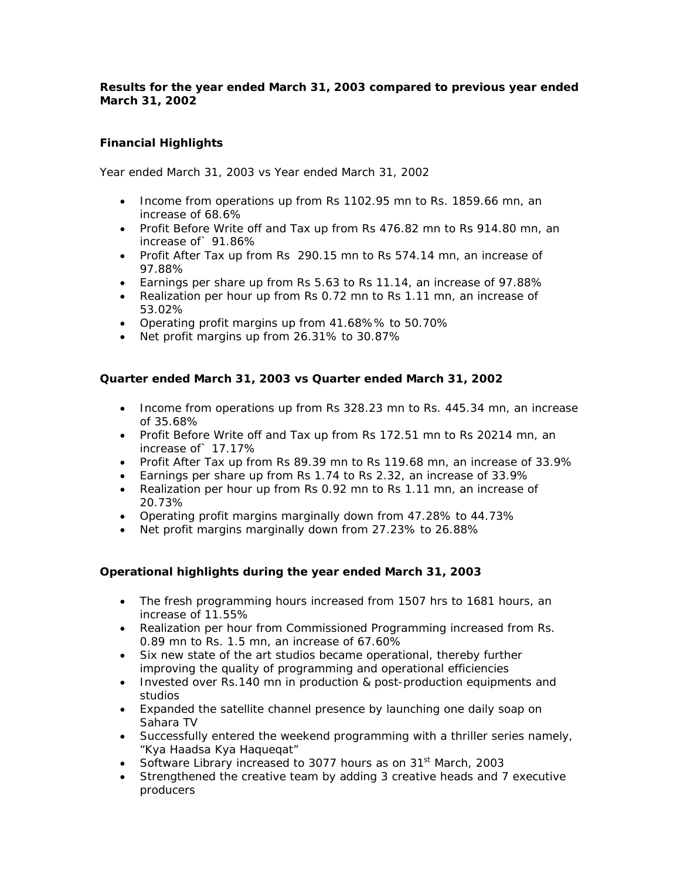**Results for the year ended March 31, 2003 compared to previous year ended March 31, 2002**

**Financial Highlights**

Year ended March 31, 2003 vs Year ended March 31, 2002

- Income from operations up from Rs 1102.95 mn to Rs. 1859.66 mn, an increase of 68.6%
- Profit Before Write off and Tax up from Rs 476.82 mn to Rs 914.80 mn, an increase of` 91.86%
- Profit After Tax up from Rs 290.15 mn to Rs 574.14 mn, an increase of 97.88%
- Earnings per share up from Rs 5.63 to Rs 11.14, an increase of 97.88%
- Realization per hour up from Rs 0.72 mn to Rs 1.11 mn, an increase of 53.02%
- Operating profit margins up from 41.68%% to 50.70%
- Net profit margins up from 26.31% to 30.87%

**Quarter ended March 31, 2003 vs Quarter ended March 31, 2002**

- Income from operations up from Rs 328.23 mn to Rs. 445.34 mn, an increase of 35.68%
- Profit Before Write off and Tax up from Rs 172.51 mn to Rs 20214 mn, an increase of` 17.17%
- Profit After Tax up from Rs 89.39 mn to Rs 119.68 mn, an increase of 33.9%
- Earnings per share up from Rs 1.74 to Rs 2.32, an increase of 33.9%
- Realization per hour up from Rs 0.92 mn to Rs 1.11 mn, an increase of 20.73%
- Operating profit margins marginally down from 47.28% to 44.73%
- Net profit margins marginally down from 27.23% to 26.88%

**Operational highlights during the year ended March 31, 2003**

- The fresh programming hours increased from 1507 hrs to 1681 hours, an increase of 11.55%
- Realization per hour from Commissioned Programming increased from Rs. 0.89 mn to Rs. 1.5 mn, an increase of 67.60%
- Six new state of the art studios became operational, thereby further improving the quality of programming and operational efficiencies
- Invested over Rs.140 mn in production & post-production equipments and studios
- Expanded the satellite channel presence by launching one daily soap on Sahara TV
- Successfully entered the weekend programming with a thriller series namely, "Kya Haadsa Kya Haqueqat"
- Software Library increased to 3077 hours as on 31st March, 2003
- Strengthened the creative team by adding 3 creative heads and 7 executive producers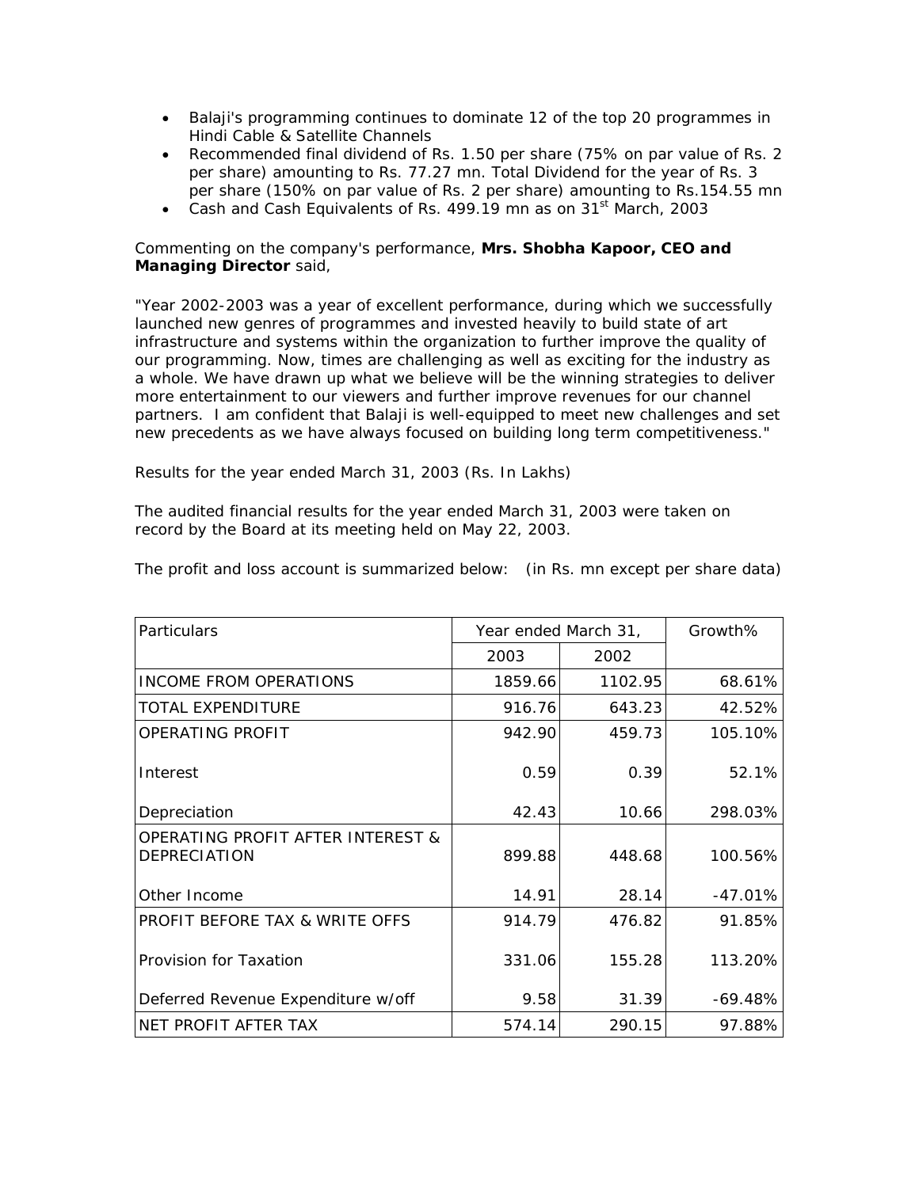- Balaji's programming continues to dominate 12 of the top 20 programmes in Hindi Cable & Satellite Channels
- Recommended final dividend of Rs. 1.50 per share (75% on par value of Rs. 2 per share) amounting to Rs. 77.27 mn. Total Dividend for the year of Rs. 3 per share (150% on par value of Rs. 2 per share) amounting to Rs.154.55 mn
- Cash and Cash Equivalents of Rs. 499.19 mn as on 31st March, 2003

Commenting on the company's performance, **Mrs. Shobha Kapoor, CEO and Managing Director** said,

"Year 2002-2003 was a year of excellent performance, during which we successfully launched new genres of programmes and invested heavily to build state of art infrastructure and systems within the organization to further improve the quality of our programming. Now, times are challenging as well as exciting for the industry as a whole. We have drawn up what we believe will be the winning strategies to deliver more entertainment to our viewers and further improve revenues for our channel partners. I am confident that Balaji is well-equipped to meet new challenges and set new precedents as we have always focused on building long term competitiveness."

Results for the year ended March 31, 2003 (Rs. In Lakhs)

The audited financial results for the year ended March 31, 2003 were taken on record by the Board at its meeting held on May 22, 2003.

The profit and loss account is summarized below: (in Rs. mn except per share data)

| Particulars | Year ended March 31, | | Growth% |
|---|---|---|---|
| | 2003 | 2002 | |
| INCOME FROM OPERATIONS | 1859.66 | 1102.95 | 68.61% |
| TOTAL EXPENDITURE | 916.76 | 643.23 | 42.52% |
| OPERATING PROFIT | 942.90 | 459.73 | 105.10% |
| Interest | 0.59 | 0.39 | 52.1% |
| Depreciation | 42.43 | 10.66 | 298.03% |
| OPERATING PROFIT AFTER INTEREST & DEPRECIATION | 899.88 | 448.68 | 100.56% |
| Other Income | 14.91 | 28.14 | -47.01% |
| PROFIT BEFORE TAX & WRITE OFFS | 914.79 | 476.82 | 91.85% |
| Provision for Taxation | 331.06 | 155.28 | 113.20% |
| Deferred Revenue Expenditure w/off | 9.58 | 31.39 | -69.48% |
| NET PROFIT AFTER TAX | 574.14 | 290.15 | 97.88% |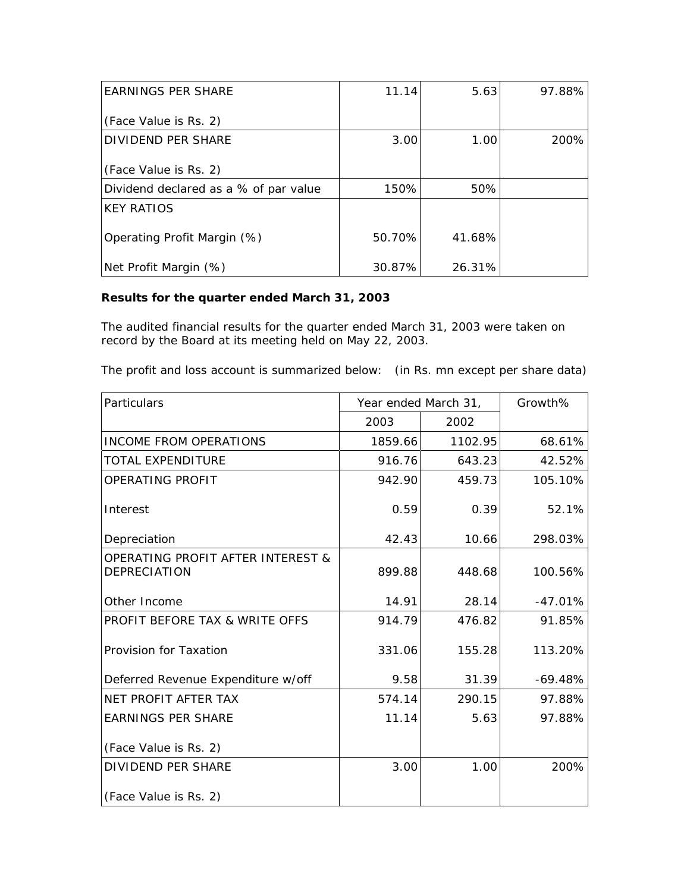| | | | |
|---|---|---|---|
| EARNINGS PER SHARE<br><br>(Face Value is Rs. 2) | 11.14 | 5.63 | 97.88% |
| DIVIDEND PER SHARE<br><br>(Face Value is Rs. 2) | 3.00 | 1.00 | 200% |
| Dividend declared as a % of par value | 150% | 50% | |
| KEY RATIOS<br><br>Operating Profit Margin (%)<br><br>Net Profit Margin (%) | <br><br>50.70%<br><br>30.87% | <br><br>41.68%<br><br>26.31% | |

**Results for the quarter ended March 31, 2003**

The audited financial results for the quarter ended March 31, 2003 were taken on record by the Board at its meeting held on May 22, 2003.

The profit and loss account is summarized below: (in Rs. mn except per share data)

| Particulars | Year ended March 31, | | Growth% |
|---|---|---|---|
| | 2003 | 2002 | |
| INCOME FROM OPERATIONS | 1859.66 | 1102.95 | 68.61% |
| TOTAL EXPENDITURE | 916.76 | 643.23 | 42.52% |
| OPERATING PROFIT | 942.90 | 459.73 | 105.10% |
| Interest | 0.59 | 0.39 | 52.1% |
| Depreciation | 42.43 | 10.66 | 298.03% |
| OPERATING PROFIT AFTER INTEREST & DEPRECIATION | 899.88 | 448.68 | 100.56% |
| Other Income | 14.91 | 28.14 | -47.01% |
| PROFIT BEFORE TAX & WRITE OFFS | 914.79 | 476.82 | 91.85% |
| Provision for Taxation | 331.06 | 155.28 | 113.20% |
| Deferred Revenue Expenditure w/off | 9.58 | 31.39 | -69.48% |
| NET PROFIT AFTER TAX | 574.14 | 290.15 | 97.88% |
| EARNINGS PER SHARE<br><br>(Face Value is Rs. 2) | 11.14 | 5.63 | 97.88% |
| DIVIDEND PER SHARE<br><br>(Face Value is Rs. 2) | 3.00 | 1.00 | 200% |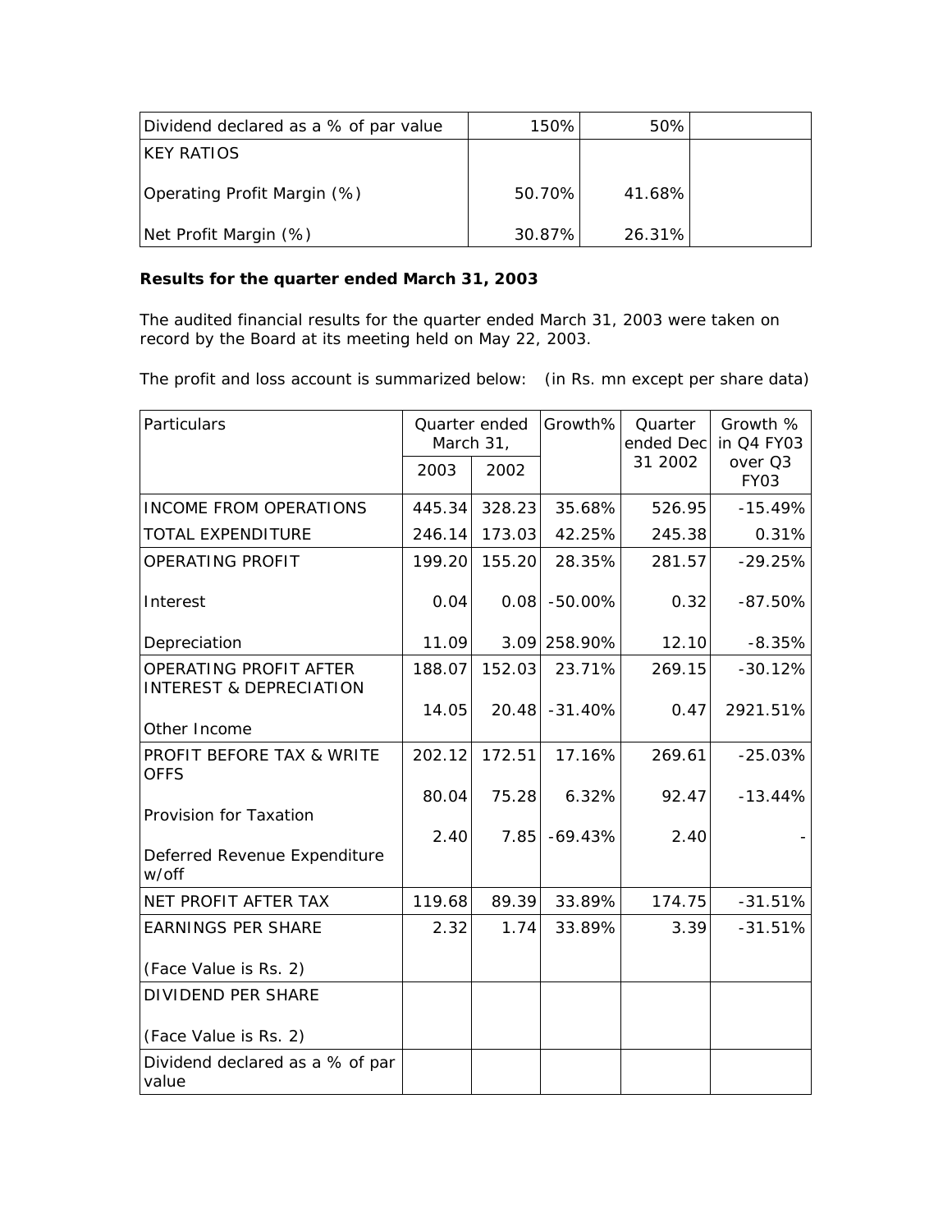| | | | |
|---|---|---|---|
| Dividend declared as a % of par value | 150% | 50% | |
| KEY RATIOS | | | |
| Operating Profit Margin (%) | 50.70% | 41.68% | |
| Net Profit Margin (%) | 30.87% | 26.31% | |

**Results for the quarter ended March 31, 2003**

The audited financial results for the quarter ended March 31, 2003 were taken on record by the Board at its meeting held on May 22, 2003.

The profit and loss account is summarized below: (in Rs. mn except per share data)

| Particulars | Quarter ended March 31, | | Growth% | Quarter ended Dec 31 2002 | Growth % in Q4 FY03 over Q3 FY03 |
|---|---|---|---|---|---|
| | 2003 | 2002 | | | |
| INCOME FROM OPERATIONS | 445.34 | 328.23 | 35.68% | 526.95 | -15.49% |
| TOTAL EXPENDITURE | 246.14 | 173.03 | 42.25% | 245.38 | 0.31% |
| OPERATING PROFIT | 199.20 | 155.20 | 28.35% | 281.57 | -29.25% |
| Interest | 0.04 | 0.08 | -50.00% | 0.32 | -87.50% |
| Depreciation | 11.09 | 3.09 | 258.90% | 12.10 | -8.35% |
| OPERATING PROFIT AFTER INTEREST & DEPRECIATION | 188.07 | 152.03 | 23.71% | 269.15 | -30.12% |
| Other Income | 14.05 | 20.48 | -31.40% | 0.47 | 2921.51% |
| PROFIT BEFORE TAX & WRITE OFFS | 202.12 | 172.51 | 17.16% | 269.61 | -25.03% |
| Provision for Taxation | 80.04 | 75.28 | 6.32% | 92.47 | -13.44% |
| Deferred Revenue Expenditure w/off | 2.40 | 7.85 | -69.43% | 2.40 | - |
| NET PROFIT AFTER TAX | 119.68 | 89.39 | 33.89% | 174.75 | -31.51% |
| EARNINGS PER SHARE (Face Value is Rs. 2) | 2.32 | 1.74 | 33.89% | 3.39 | -31.51% |
| DIVIDEND PER SHARE (Face Value is Rs. 2) | | | | | |
| Dividend declared as a % of par value | | | | | |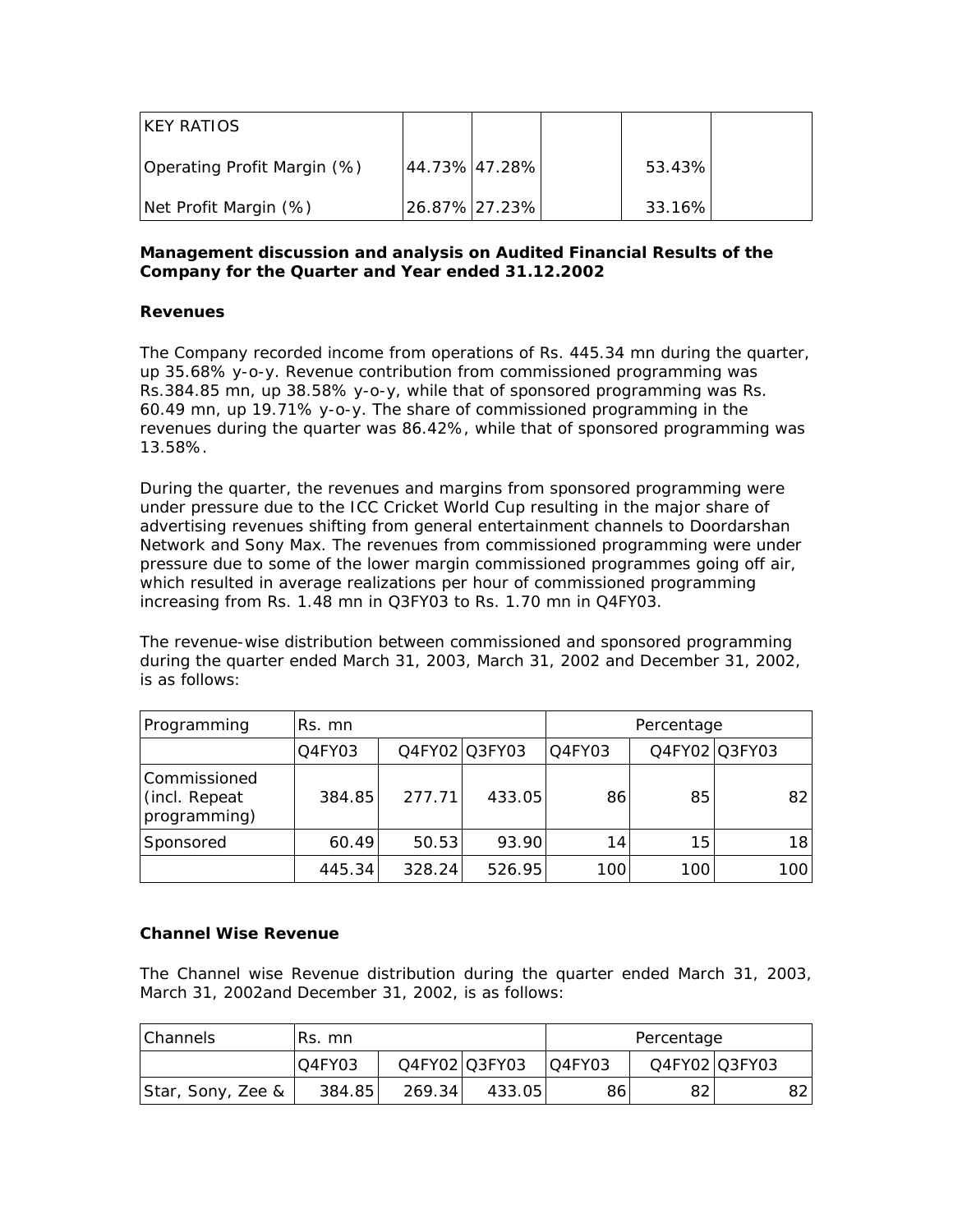| KEY RATIOS | | | | | |
|---|---|---|---|---|---|
| Operating Profit Margin (%) | 44.73% | 47.28% | | 53.43% | |
| Net Profit Margin (%) | 26.87% | 27.23% | | 33.16% | |

**Management discussion and analysis on Audited Financial Results of the Company for the Quarter and Year ended 31.12.2002**

**Revenues**

The Company recorded income from operations of Rs. 445.34 mn during the quarter, up 35.68% y-o-y. Revenue contribution from commissioned programming was Rs.384.85 mn, up 38.58% y-o-y, while that of sponsored programming was Rs. 60.49 mn, up 19.71% y-o-y. The share of commissioned programming in the revenues during the quarter was 86.42%, while that of sponsored programming was 13.58%.

During the quarter, the revenues and margins from sponsored programming were under pressure due to the ICC Cricket World Cup resulting in the major share of advertising revenues shifting from general entertainment channels to Doordarshan Network and Sony Max. The revenues from commissioned programming were under pressure due to some of the lower margin commissioned programmes going off air, which resulted in average realizations per hour of commissioned programming increasing from Rs. 1.48 mn in Q3FY03 to Rs. 1.70 mn in Q4FY03.

The revenue-wise distribution between commissioned and sponsored programming during the quarter ended March 31, 2003, March 31, 2002 and December 31, 2002, is as follows:

| Programming | Rs. mn | | | Percentage | | |
|---|---|---|---|---|---|---|
| | Q4FY03 | Q4FY02 | Q3FY03 | Q4FY03 | Q4FY02 | Q3FY03 |
| Commissioned (incl. Repeat programming) | 384.85 | 277.71 | 433.05 | 86 | 85 | 82 |
| Sponsored | 60.49 | 50.53 | 93.90 | 14 | 15 | 18 |
| | 445.34 | 328.24 | 526.95 | 100 | 100 | 100 |

**Channel Wise Revenue**

The Channel wise Revenue distribution during the quarter ended March 31, 2003, March 31, 2002and December 31, 2002, is as follows:

| Channels | Rs. mn | | | Percentage | | |
|---|---|---|---|---|---|---|
| | Q4FY03 | Q4FY02 | Q3FY03 | Q4FY03 | Q4FY02 | Q3FY03 |
| Star, Sony, Zee & | 384.85 | 269.34 | 433.05 | 86 | 82 | 82 |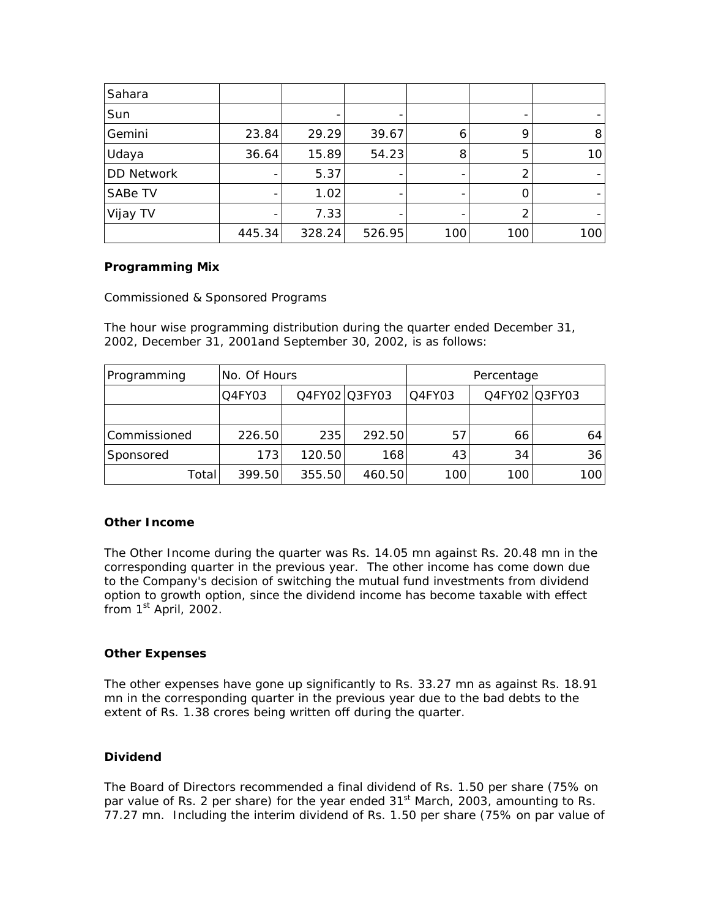| | | | | | | |
|---|---|---|---|---|---|---|
| Sahara | | | | | | |
| Sun | | - | - | | - | - |
| Gemini | 23.84 | 29.29 | 39.67 | 6 | 9 | 8 |
| Udaya | 36.64 | 15.89 | 54.23 | 8 | 5 | 10 |
| DD Network | - | 5.37 | - | - | 2 | - |
| SABe TV | - | 1.02 | - | - | 0 | - |
| Vijay TV | - | 7.33 | - | - | 2 | - |
| | 445.34 | 328.24 | 526.95 | 100 | 100 | 100 |

**Programming Mix**

Commissioned & Sponsored Programs

The hour wise programming distribution during the quarter ended December 31, 2002, December 31, 2001and September 30, 2002, is as follows:

| Programming | No. Of Hours | | | Percentage | | |
|---|---|---|---|---|---|---|
| | Q4FY03 | Q4FY02 | Q3FY03 | Q4FY03 | Q4FY02 | Q3FY03 |
| | | | | | | |
| Commissioned | 226.50 | 235 | 292.50 | 57 | 66 | 64 |
| Sponsored | 173 | 120.50 | 168 | 43 | 34 | 36 |
| Total | 399.50 | 355.50 | 460.50 | 100 | 100 | 100 |

**Other Income**

The Other Income during the quarter was Rs. 14.05 mn against Rs. 20.48 mn in the corresponding quarter in the previous year. The other income has come down due to the Company's decision of switching the mutual fund investments from dividend option to growth option, since the dividend income has become taxable with effect from 1st April, 2002.

**Other Expenses**

The other expenses have gone up significantly to Rs. 33.27 mn as against Rs. 18.91 mn in the corresponding quarter in the previous year due to the bad debts to the extent of Rs. 1.38 crores being written off during the quarter.

**Dividend**

The Board of Directors recommended a final dividend of Rs. 1.50 per share (75% on par value of Rs. 2 per share) for the year ended 31st March, 2003, amounting to Rs. 77.27 mn. Including the interim dividend of Rs. 1.50 per share (75% on par value of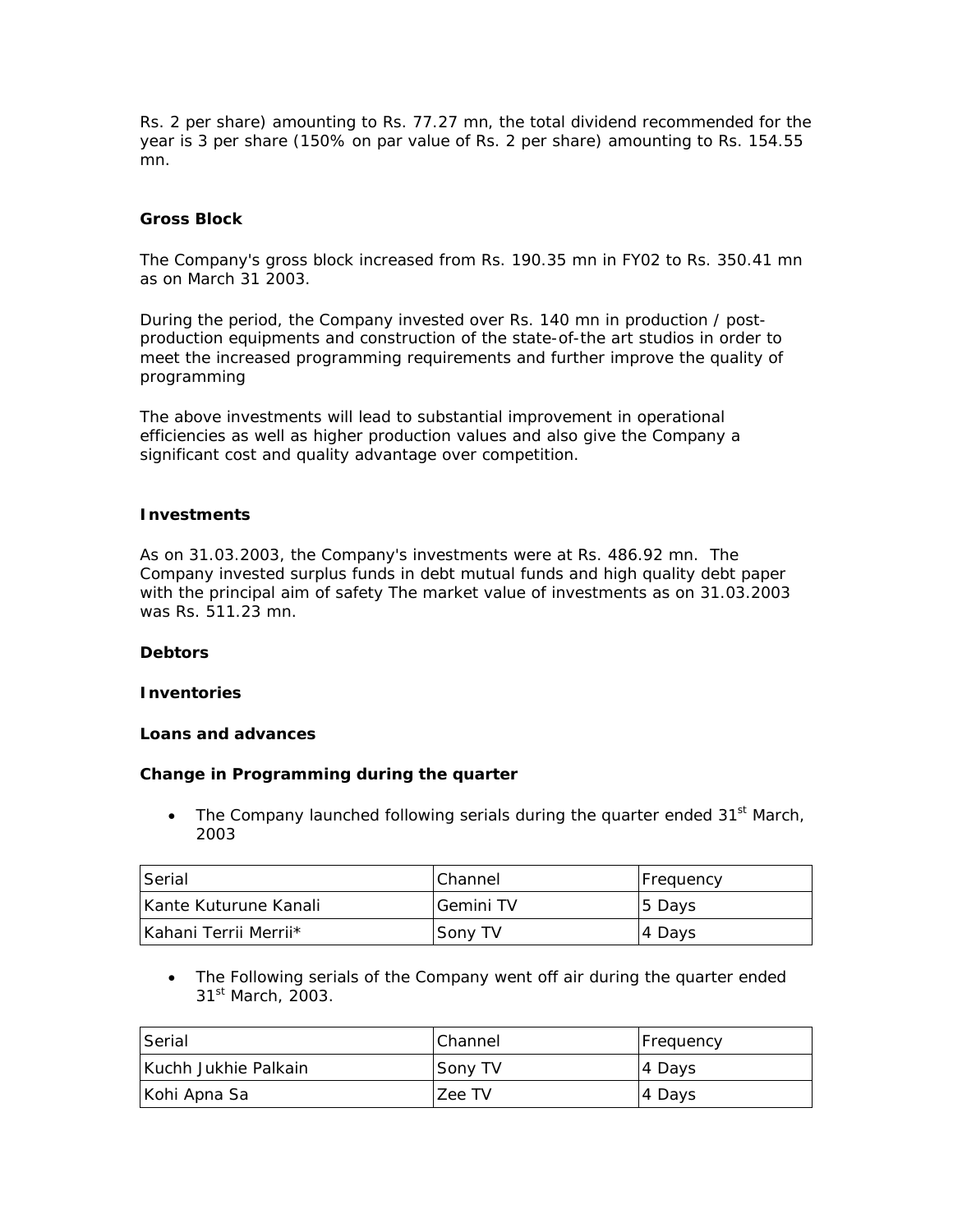Rs. 2 per share) amounting to Rs. 77.27 mn, the total dividend recommended for the year is 3 per share (150% on par value of Rs. 2 per share) amounting to Rs. 154.55 mn.

**Gross Block**

The Company's gross block increased from Rs. 190.35 mn in FY02 to Rs. 350.41 mn as on March 31 2003.

During the period, the Company invested over Rs. 140 mn in production / post-production equipments and construction of the state-of-the art studios in order to meet the increased programming requirements and further improve the quality of programming

The above investments will lead to substantial improvement in operational efficiencies as well as higher production values and also give the Company a significant cost and quality advantage over competition.

**Investments**

As on 31.03.2003, the Company's investments were at Rs. 486.92 mn. The Company invested surplus funds in debt mutual funds and high quality debt paper with the principal aim of safety The market value of investments as on 31.03.2003 was Rs. 511.23 mn.

**Debtors**

**Inventories**

**Loans and advances**

**Change in Programming during the quarter**

- The Company launched following serials during the quarter ended 31st March, 2003

| Serial | Channel | Frequency |
| --- | --- | --- |
| Kante Kuturune Kanali | Gemini TV | 5 Days |
| Kahani Terrii Merrii* | Sony TV | 4 Days |

- The Following serials of the Company went off air during the quarter ended 31st March, 2003.

| Serial | Channel | Frequency |
| --- | --- | --- |
| Kuchh Jukhie Palkain | Sony TV | 4 Days |
| Kohi Apna Sa | Zee TV | 4 Days |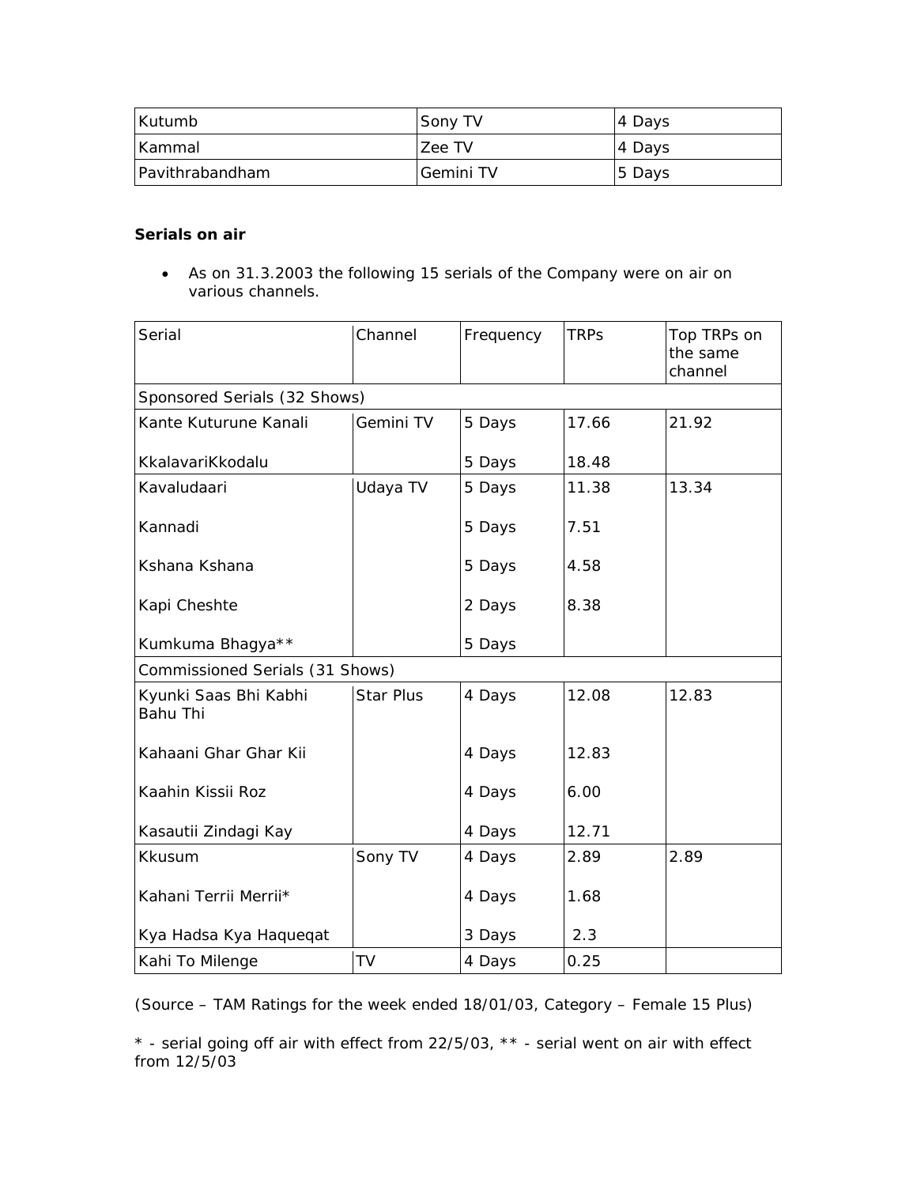| | | |
|---|---|---|
| Kutumb | Sony TV | 4 Days |
| Kammal | Zee TV | 4 Days |
| Pavithrabandham | Gemini TV | 5 Days |

**Serials on air**

- As on 31.3.2003 the following 15 serials of the Company were on air on various channels.

| Serial | Channel | Frequency | TRPs | Top TRPs on the same channel |
|---|---|---|---|---|
| Sponsored Serials (32 Shows) | | | | |
| Kante Kuturune Kanali | Gemini TV | 5 Days | 17.66 | 21.92 |
| KkalavariKkodalu | | 5 Days | 18.48 | |
| Kavaludaari | Udaya TV | 5 Days | 11.38 | 13.34 |
| Kannadi | | 5 Days | 7.51 | |
| Kshana Kshana | | 5 Days | 4.58 | |
| Kapi Cheshte | | 2 Days | 8.38 | |
| Kumkuma Bhagya** | | 5 Days | | |
| Commissioned Serials (31 Shows) | | | | |
| Kyunki Saas Bhi Kabhi Bahu Thi | Star Plus | 4 Days | 12.08 | 12.83 |
| Kahaani Ghar Ghar Kii | | 4 Days | 12.83 | |
| Kaahin Kissii Roz | | 4 Days | 6.00 | |
| Kasautii Zindagi Kay | | 4 Days | 12.71 | |
| Kkusum | Sony TV | 4 Days | 2.89 | 2.89 |
| Kahani Terrii Merrii* | | 4 Days | 1.68 | |
| Kya Hadsa Kya Haqueqat | | 3 Days | 2.3 | |
| Kahi To Milenge | TV | 4 Days | 0.25 | |

(Source – TAM Ratings for the week ended 18/01/03, Category – Female 15 Plus)

* - serial going off air with effect from 22/5/03, ** - serial went on air with effect from 12/5/03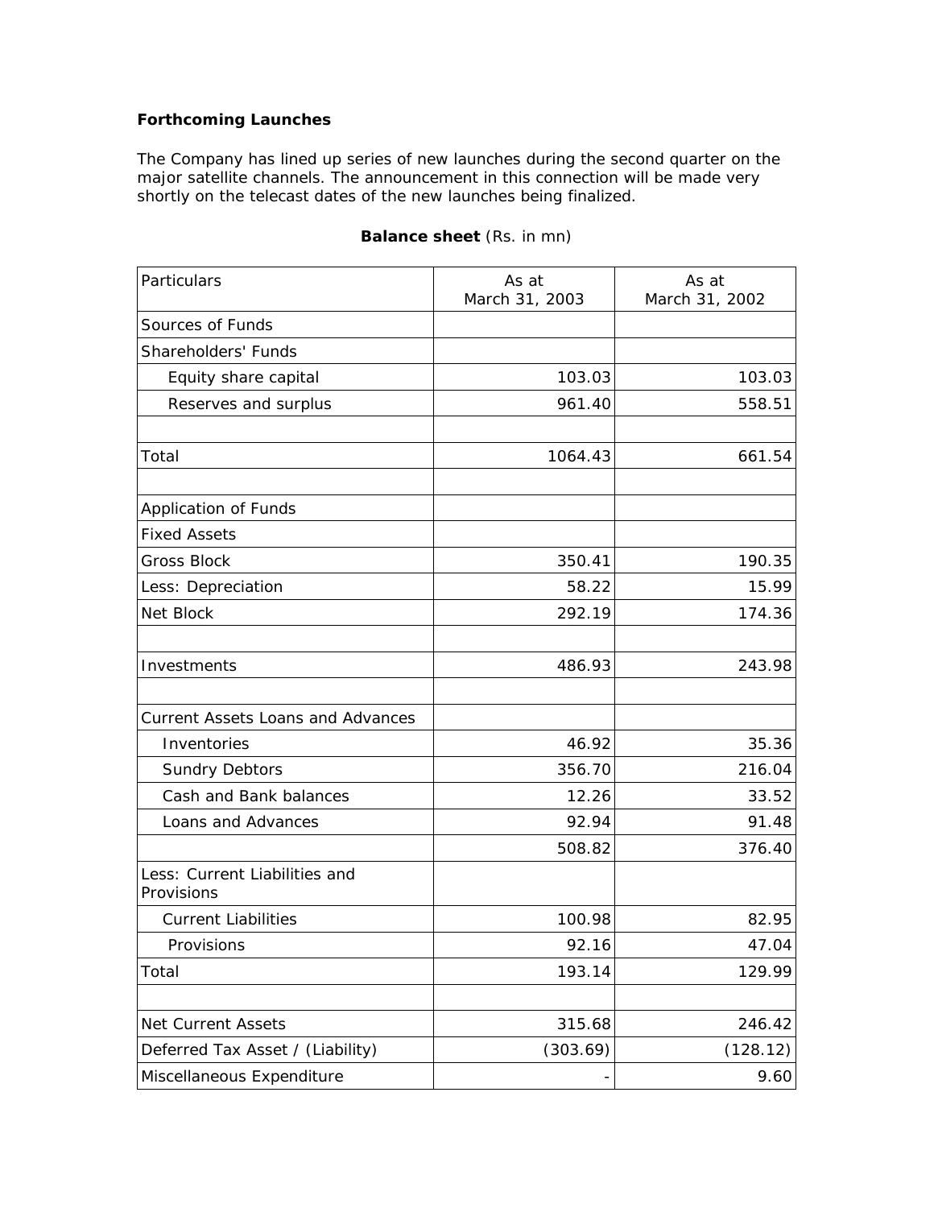**Forthcoming Launches**

The Company has lined up series of new launches during the second quarter on the major satellite channels. The announcement in this connection will be made very shortly on the telecast dates of the new launches being finalized.

**Balance sheet** (Rs. in mn)

| Particulars | As at March 31, 2003 | As at March 31, 2002 |
|---|---|---|
| Sources of Funds | | |
| Shareholders' Funds | | |
| Equity share capital | 103.03 | 103.03 |
| Reserves and surplus | 961.40 | 558.51 |
| | | |
| Total | 1064.43 | 661.54 |
| | | |
| Application of Funds | | |
| Fixed Assets | | |
| Gross Block | 350.41 | 190.35 |
| Less: Depreciation | 58.22 | 15.99 |
| Net Block | 292.19 | 174.36 |
| | | |
| Investments | 486.93 | 243.98 |
| | | |
| Current Assets Loans and Advances | | |
| Inventories | 46.92 | 35.36 |
| Sundry Debtors | 356.70 | 216.04 |
| Cash and Bank balances | 12.26 | 33.52 |
| Loans and Advances | 92.94 | 91.48 |
| | 508.82 | 376.40 |
| Less: Current Liabilities and Provisions | | |
| Current Liabilities | 100.98 | 82.95 |
| Provisions | 92.16 | 47.04 |
| Total | 193.14 | 129.99 |
| | | |
| Net Current Assets | 315.68 | 246.42 |
| Deferred Tax Asset / (Liability) | (303.69) | (128.12) |
| Miscellaneous Expenditure | - | 9.60 |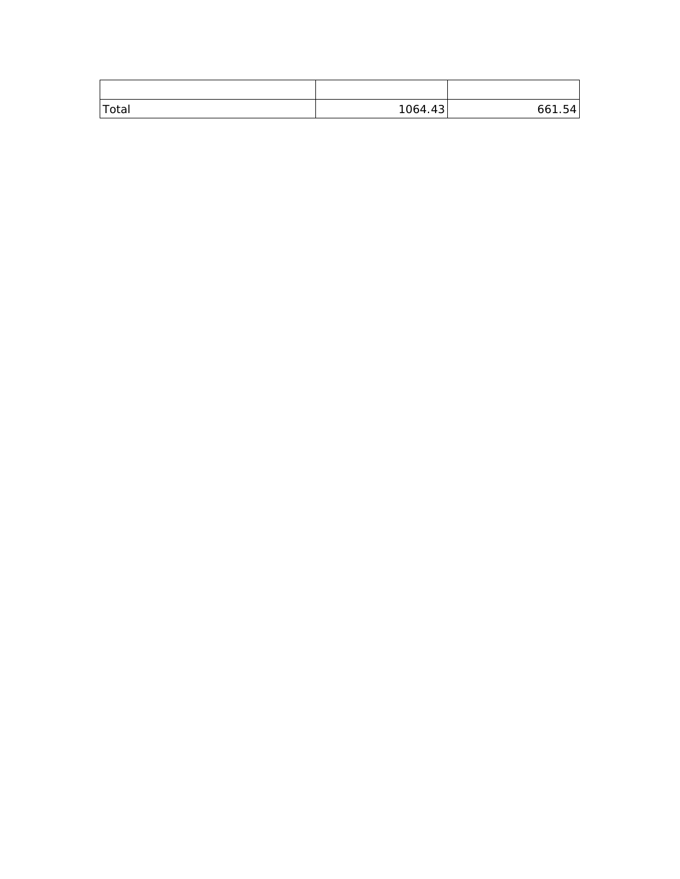| | | |
|---|---|---|
| | | |
| Total | 1064.43 | 661.54 |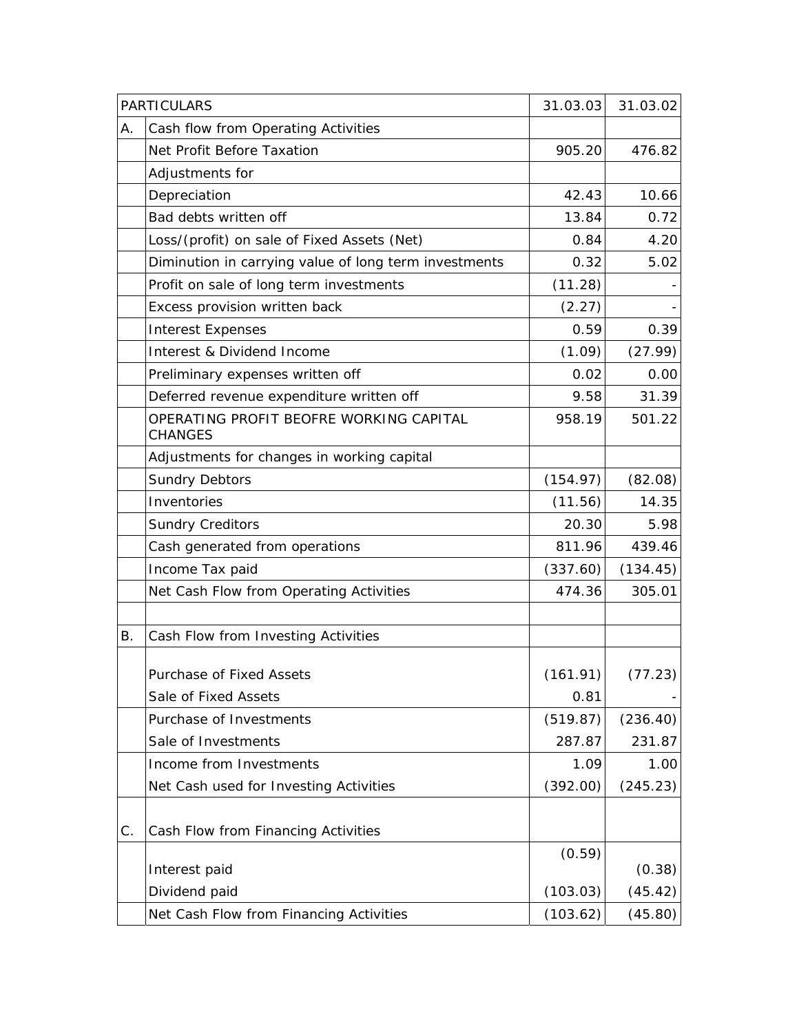| PARTICULARS | | 31.03.03 | 31.03.02 |
|---|---|---|---|
| A. | Cash flow from Operating Activities | | |
| | Net Profit Before Taxation | 905.20 | 476.82 |
| | Adjustments for | | |
| | Depreciation | 42.43 | 10.66 |
| | Bad debts written off | 13.84 | 0.72 |
| | Loss/(profit) on sale of Fixed Assets (Net) | 0.84 | 4.20 |
| | Diminution in carrying value of long term investments | 0.32 | 5.02 |
| | Profit on sale of long term investments | (11.28) | - |
| | Excess provision written back | (2.27) | - |
| | Interest Expenses | 0.59 | 0.39 |
| | Interest & Dividend Income | (1.09) | (27.99) |
| | Preliminary expenses written off | 0.02 | 0.00 |
| | Deferred revenue expenditure written off | 9.58 | 31.39 |
| | OPERATING PROFIT BEOFRE WORKING CAPITAL CHANGES | 958.19 | 501.22 |
| | Adjustments for changes in working capital | | |
| | Sundry Debtors | (154.97) | (82.08) |
| | Inventories | (11.56) | 14.35 |
| | Sundry Creditors | 20.30 | 5.98 |
| | Cash generated from operations | 811.96 | 439.46 |
| | Income Tax paid | (337.60) | (134.45) |
| | Net Cash Flow from Operating Activities | 474.36 | 305.01 |
| | | | |
| B. | Cash Flow from Investing Activities | | |
| | Purchase of Fixed Assets | (161.91) | (77.23) |
| | Sale of Fixed Assets | 0.81 | - |
| | Purchase of Investments | (519.87) | (236.40) |
| | Sale of Investments | 287.87 | 231.87 |
| | Income from Investments | 1.09 | 1.00 |
| | Net Cash used for Investing Activities | (392.00) | (245.23) |
| C. | Cash Flow from Financing Activities | | |
| | Interest paid | (0.59) | (0.38) |
| | Dividend paid | (103.03) | (45.42) |
| | Net Cash Flow from Financing Activities | (103.62) | (45.80) |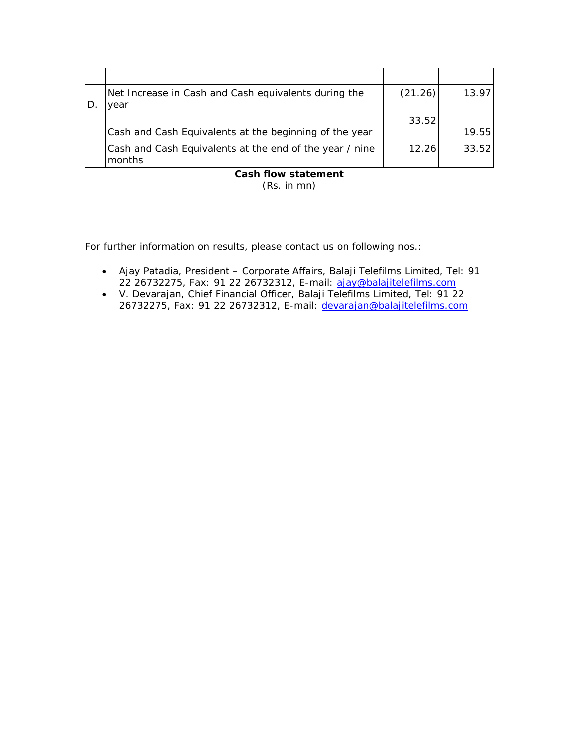| | | | |
|---|---|---|---|
| | | | |
| D. | Net Increase in Cash and Cash equivalents during the year | (21.26) | 13.97 |
| | Cash and Cash Equivalents at the beginning of the year | 33.52 | 19.55 |
| | Cash and Cash Equivalents at the end of the year / nine months | 12.26 | 33.52 |

**Cash flow statement**

(Rs. in mn)

For further information on results, please contact us on following nos.:

- Ajay Patadia, President – Corporate Affairs, Balaji Telefilms Limited, Tel: 91 22 26732275, Fax: 91 22 26732312, E-mail: ajay@balajitelefilms.com
- V. Devarajan, Chief Financial Officer, Balaji Telefilms Limited, Tel: 91 22 26732275, Fax: 91 22 26732312, E-mail: devarajan@balajitelefilms.com